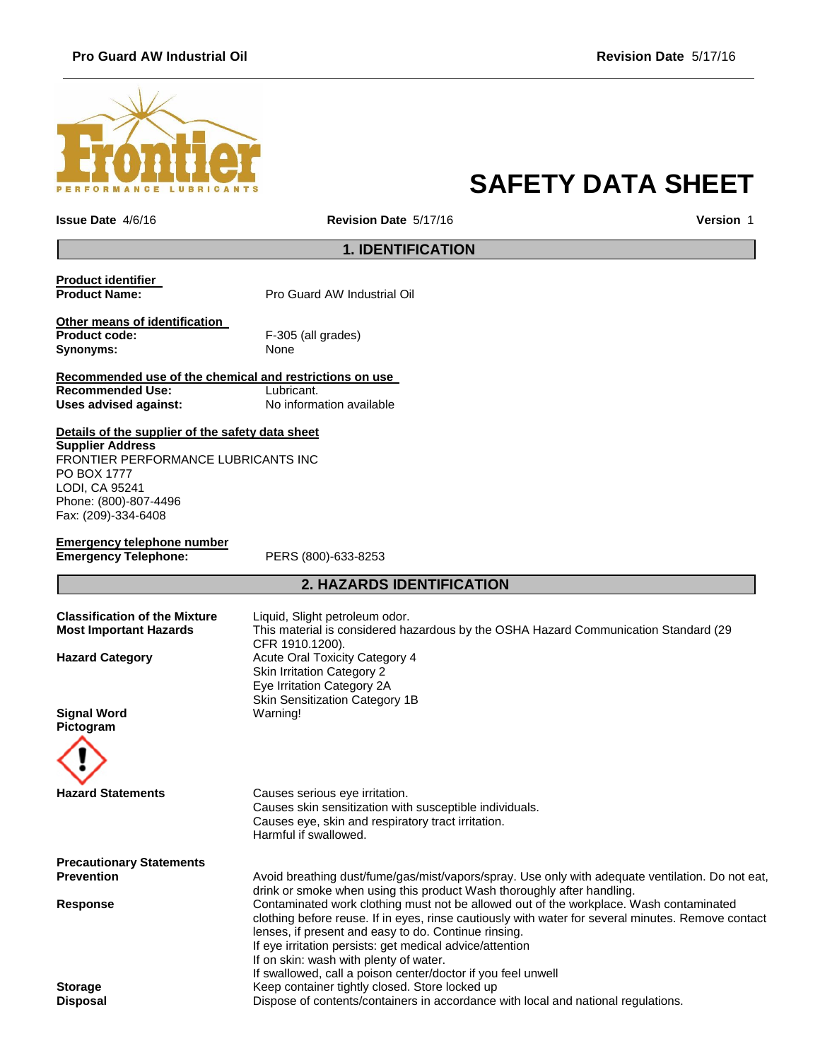# SAFETY DATA SHEET

**Issue Date** 4/6/16 **Revision Date** 5/17/16 **Version** 1

## 1. IDENTIFICATION

**Product identifier**

**Product Name:** Pro Guard AW Industrial Oil

**Other means of identification**

**Product code:** F-305 (all grades)

**Synonyms:** None

**Recommended use of the chemical and restrictions on use**

**Recommended Use:** Lubricant.

**Uses advised against:** No information available

**Details of the supplier of the safety data sheet**

**Supplier Address**

FRONTIER PERFORMANCE LUBRICANTS INC
PO BOX 1777
LODI, CA 95241
Phone: (800)-807-4496
Fax: (209)-334-6408

**Emergency telephone number**

**Emergency Telephone:** PERS (800)-633-8253

## 2. HAZARDS IDENTIFICATION

**Classification of the Mixture** Liquid, Slight petroleum odor.

**Most Important Hazards** This material is considered hazardous by the OSHA Hazard Communication Standard (29 CFR 1910.1200).

**Hazard Category**
Acute Oral Toxicity Category 4
Skin Irritation Category 2
Eye Irritation Category 2A
Skin Sensitization Category 1B

**Signal Word** Warning!

**Pictogram**

**Hazard Statements**
Causes serious eye irritation.
Causes skin sensitization with susceptible individuals.
Causes eye, skin and respiratory tract irritation.
Harmful if swallowed.

**Precautionary Statements**

**Prevention** Avoid breathing dust/fume/gas/mist/vapors/spray. Use only with adequate ventilation. Do not eat, drink or smoke when using this product Wash thoroughly after handling.

**Response** Contaminated work clothing must not be allowed out of the workplace. Wash contaminated clothing before reuse. If in eyes, rinse cautiously with water for several minutes. Remove contact lenses, if present and easy to do. Continue rinsing.
If eye irritation persists: get medical advice/attention
If on skin: wash with plenty of water.
If swallowed, call a poison center/doctor if you feel unwell

**Storage** Keep container tightly closed. Store locked up

**Disposal** Dispose of contents/containers in accordance with local and national regulations.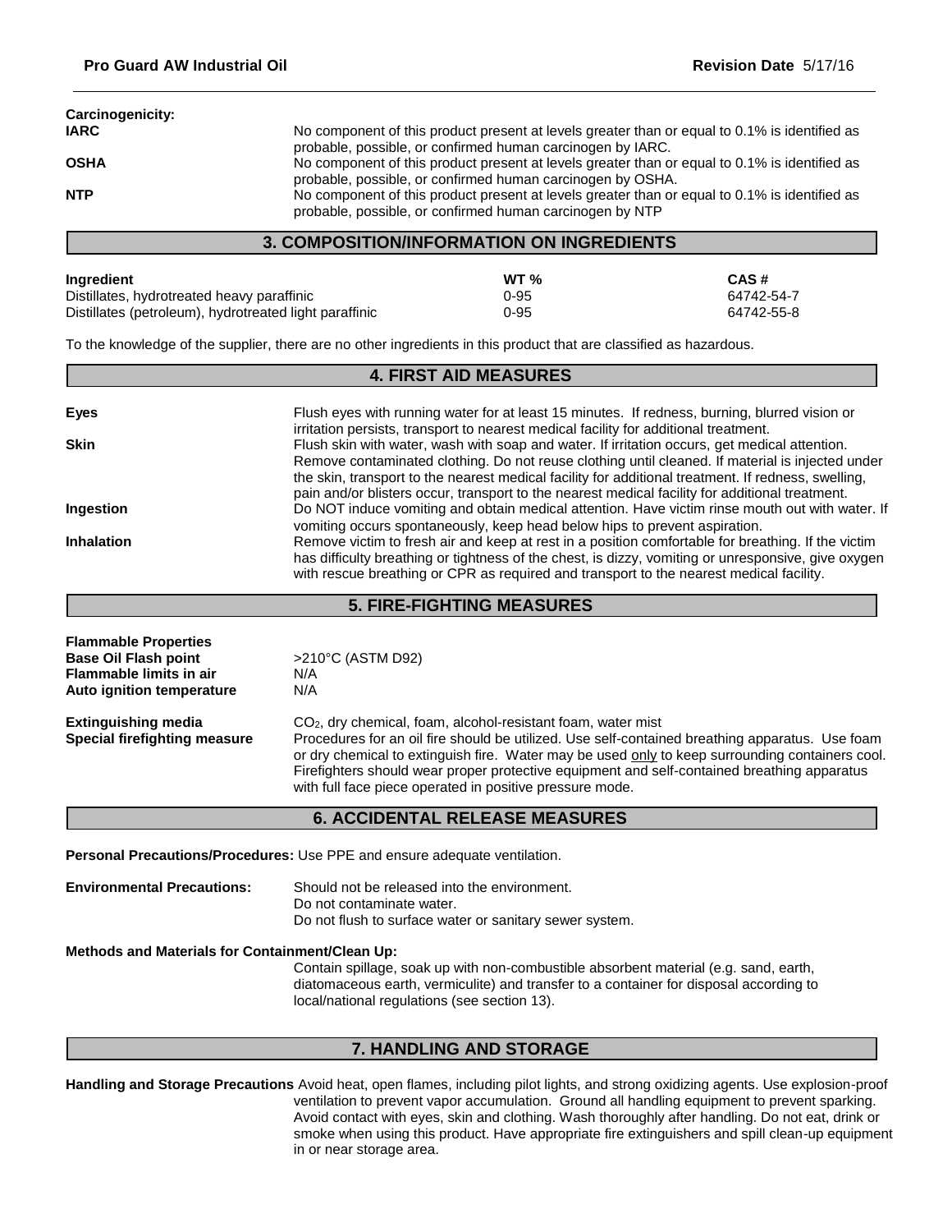**Carcinogenicity:**

| | |
|---|---|
| **IARC** | No component of this product present at levels greater than or equal to 0.1% is identified as probable, possible, or confirmed human carcinogen by IARC. |
| **OSHA** | No component of this product present at levels greater than or equal to 0.1% is identified as probable, possible, or confirmed human carcinogen by OSHA. |
| **NTP** | No component of this product present at levels greater than or equal to 0.1% is identified as probable, possible, or confirmed human carcinogen by NTP |

## 3. COMPOSITION/INFORMATION ON INGREDIENTS

| Ingredient | WT % | CAS # |
|---|---|---|
| Distillates, hydrotreated heavy paraffinic | 0-95 | 64742-54-7 |
| Distillates (petroleum), hydrotreated light paraffinic | 0-95 | 64742-55-8 |

To the knowledge of the supplier, there are no other ingredients in this product that are classified as hazardous.

## 4. FIRST AID MEASURES

| | |
|---|---|
| **Eyes** | Flush eyes with running water for at least 15 minutes. If redness, burning, blurred vision or irritation persists, transport to nearest medical facility for additional treatment. |
| **Skin** | Flush skin with water, wash with soap and water. If irritation occurs, get medical attention. Remove contaminated clothing. Do not reuse clothing until cleaned. If material is injected under the skin, transport to the nearest medical facility for additional treatment. If redness, swelling, pain and/or blisters occur, transport to the nearest medical facility for additional treatment. |
| **Ingestion** | Do NOT induce vomiting and obtain medical attention. Have victim rinse mouth out with water. If vomiting occurs spontaneously, keep head below hips to prevent aspiration. |
| **Inhalation** | Remove victim to fresh air and keep at rest in a position comfortable for breathing. If the victim has difficulty breathing or tightness of the chest, is dizzy, vomiting or unresponsive, give oxygen with rescue breathing or CPR as required and transport to the nearest medical facility. |

## 5. FIRE-FIGHTING MEASURES

| | |
|---|---|
| **Flammable Properties** | |
| **Base Oil Flash point** | >210°C (ASTM D92) |
| **Flammable limits in air** | N/A |
| **Auto ignition temperature** | N/A |
| **Extinguishing media** | $CO_2$, dry chemical, foam, alcohol-resistant foam, water mist |
| **Special firefighting measure** | Procedures for an oil fire should be utilized. Use self-contained breathing apparatus. Use foam or dry chemical to extinguish fire. Water may be used only to keep surrounding containers cool. Firefighters should wear proper protective equipment and self-contained breathing apparatus with full face piece operated in positive pressure mode. |

## 6. ACCIDENTAL RELEASE MEASURES

**Personal Precautions/Procedures:** Use PPE and ensure adequate ventilation.

**Environmental Precautions:** Should not be released into the environment.
Do not contaminate water.
Do not flush to surface water or sanitary sewer system.

**Methods and Materials for Containment/Clean Up:**

Contain spillage, soak up with non-combustible absorbent material (e.g. sand, earth, diatomaceous earth, vermiculite) and transfer to a container for disposal according to local/national regulations (see section 13).

## 7. HANDLING AND STORAGE

**Handling and Storage Precautions** Avoid heat, open flames, including pilot lights, and strong oxidizing agents. Use explosion-proof ventilation to prevent vapor accumulation. Ground all handling equipment to prevent sparking. Avoid contact with eyes, skin and clothing. Wash thoroughly after handling. Do not eat, drink or smoke when using this product. Have appropriate fire extinguishers and spill clean-up equipment in or near storage area.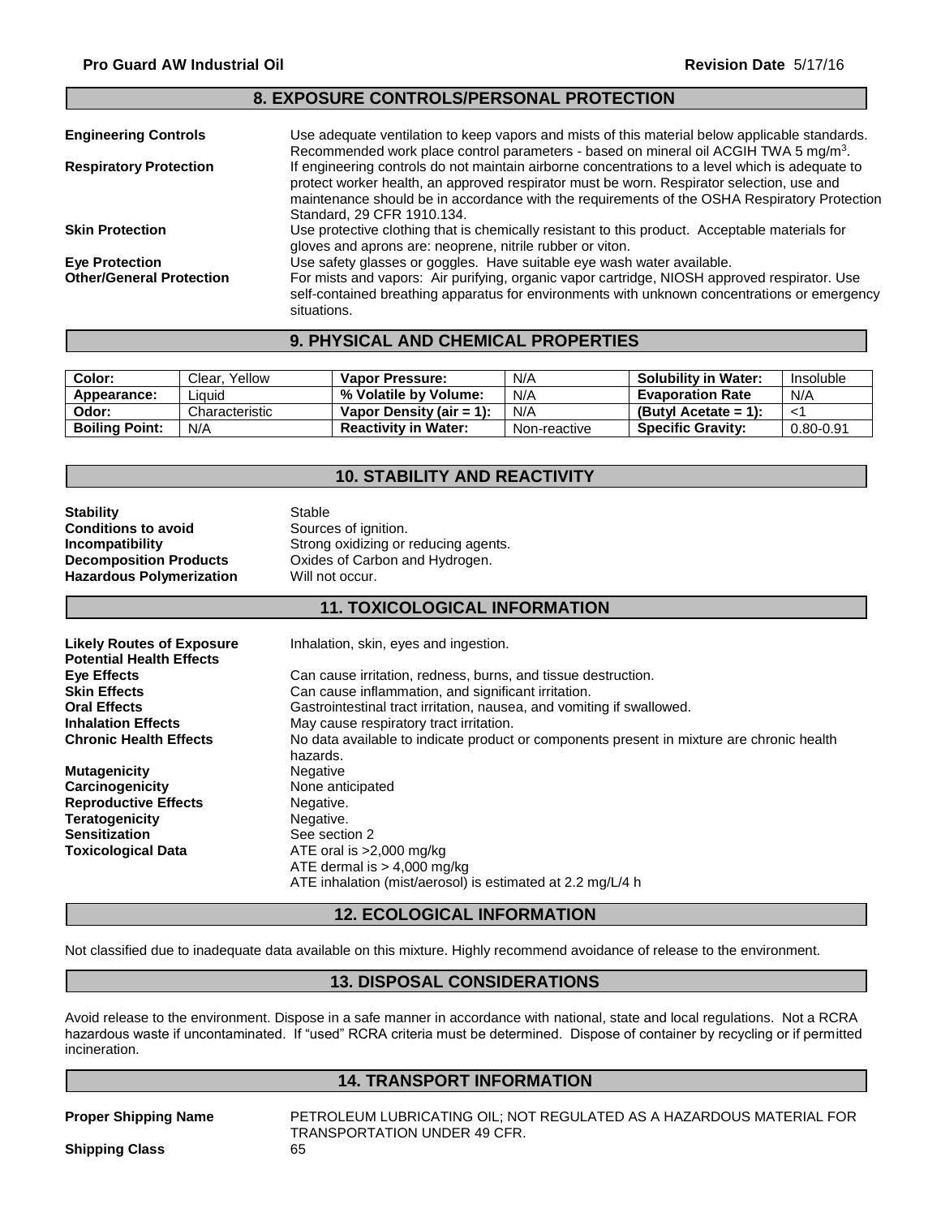## 8. EXPOSURE CONTROLS/PERSONAL PROTECTION

**Engineering Controls** — Use adequate ventilation to keep vapors and mists of this material below applicable standards. Recommended work place control parameters - based on mineral oil ACGIH TWA 5 mg/m$^3$.

**Respiratory Protection** — If engineering controls do not maintain airborne concentrations to a level which is adequate to protect worker health, an approved respirator must be worn. Respirator selection, use and maintenance should be in accordance with the requirements of the OSHA Respiratory Protection Standard, 29 CFR 1910.134.

**Skin Protection** — Use protective clothing that is chemically resistant to this product. Acceptable materials for gloves and aprons are: neoprene, nitrile rubber or viton.

**Eye Protection** — Use safety glasses or goggles. Have suitable eye wash water available.

**Other/General Protection** — For mists and vapors: Air purifying, organic vapor cartridge, NIOSH approved respirator. Use self-contained breathing apparatus for environments with unknown concentrations or emergency situations.

## 9. PHYSICAL AND CHEMICAL PROPERTIES

| **Color:** | Clear, Yellow | **Vapor Pressure:** | N/A | **Solubility in Water:** | Insoluble |
|---|---|---|---|---|---|
| **Appearance:** | Liquid | **% Volatile by Volume:** | N/A | **Evaporation Rate** | N/A |
| **Odor:** | Characteristic | **Vapor Density (air = 1):** | N/A | **(Butyl Acetate = 1):** | <1 |
| **Boiling Point:** | N/A | **Reactivity in Water:** | Non-reactive | **Specific Gravity:** | 0.80-0.91 |

## 10. STABILITY AND REACTIVITY

**Stability** — Stable

**Conditions to avoid** — Sources of ignition.

**Incompatibility** — Strong oxidizing or reducing agents.

**Decomposition Products** — Oxides of Carbon and Hydrogen.

**Hazardous Polymerization** — Will not occur.

## 11. TOXICOLOGICAL INFORMATION

**Likely Routes of Exposure** — Inhalation, skin, eyes and ingestion.

**Potential Health Effects**

**Eye Effects** — Can cause irritation, redness, burns, and tissue destruction.

**Skin Effects** — Can cause inflammation, and significant irritation.

**Oral Effects** — Gastrointestinal tract irritation, nausea, and vomiting if swallowed.

**Inhalation Effects** — May cause respiratory tract irritation.

**Chronic Health Effects** — No data available to indicate product or components present in mixture are chronic health hazards.

**Mutagenicity** — Negative

**Carcinogenicity** — None anticipated

**Reproductive Effects** — Negative.

**Teratogenicity** — Negative.

**Sensitization** — See section 2

**Toxicological Data** — ATE oral is >2,000 mg/kg
ATE dermal is > 4,000 mg/kg
ATE inhalation (mist/aerosol) is estimated at 2.2 mg/L/4 h

## 12. ECOLOGICAL INFORMATION

Not classified due to inadequate data available on this mixture. Highly recommend avoidance of release to the environment.

## 13. DISPOSAL CONSIDERATIONS

Avoid release to the environment. Dispose in a safe manner in accordance with national, state and local regulations. Not a RCRA hazardous waste if uncontaminated. If "used" RCRA criteria must be determined. Dispose of container by recycling or if permitted incineration.

## 14. TRANSPORT INFORMATION

**Proper Shipping Name** — PETROLEUM LUBRICATING OIL; NOT REGULATED AS A HAZARDOUS MATERIAL FOR TRANSPORTATION UNDER 49 CFR.

**Shipping Class** — 65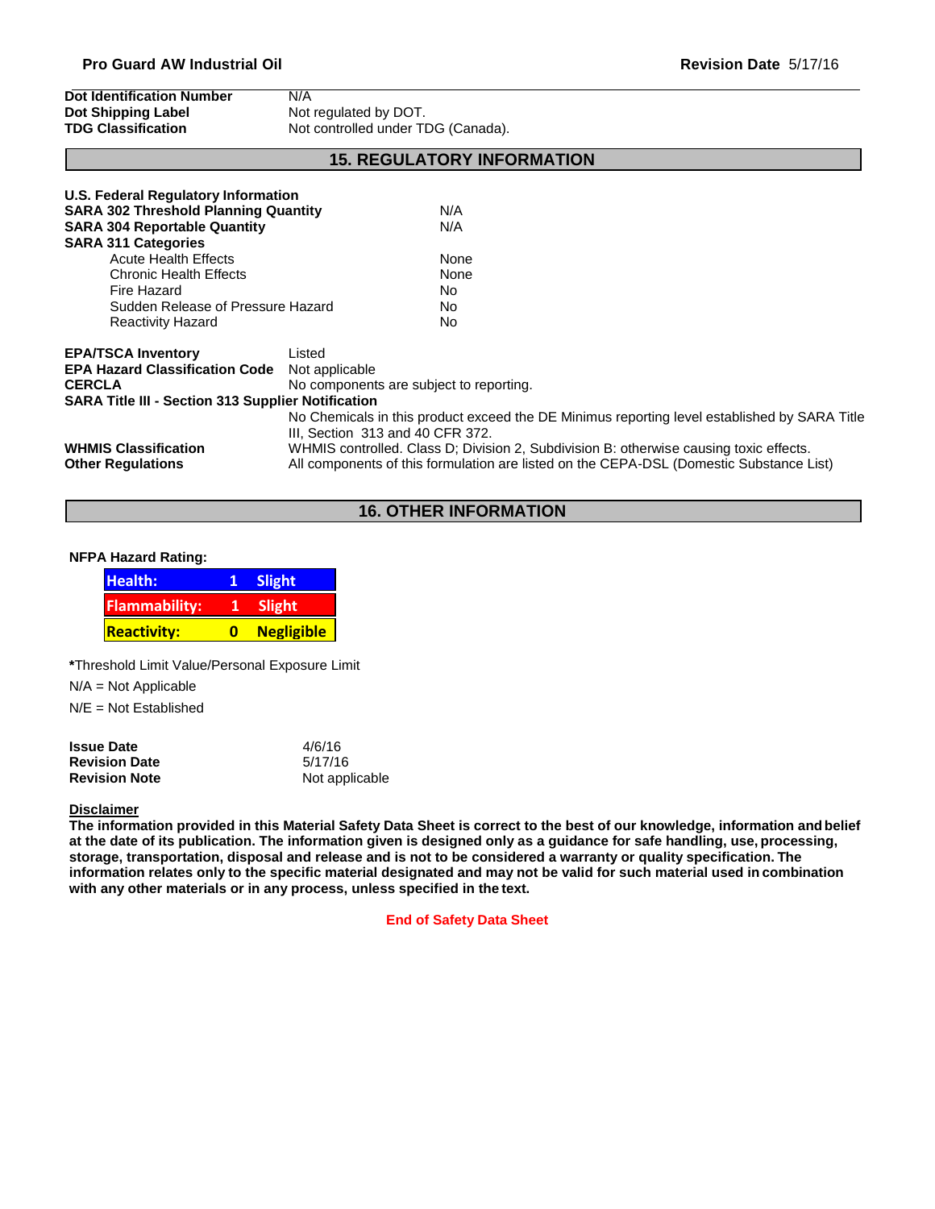| | |
|---|---|
| **Dot Identification Number** | N/A |
| **Dot Shipping Label** | Not regulated by DOT. |
| **TDG Classification** | Not controlled under TDG (Canada). |

## 15. REGULATORY INFORMATION

**U.S. Federal Regulatory Information**

| | |
|---|---|
| **SARA 302 Threshold Planning Quantity** | N/A |
| **SARA 304 Reportable Quantity** | N/A |
| **SARA 311 Categories** | |
| Acute Health Effects | None |
| Chronic Health Effects | None |
| Fire Hazard | No |
| Sudden Release of Pressure Hazard | No |
| Reactivity Hazard | No |

| | |
|---|---|
| **EPA/TSCA Inventory** | Listed |
| **EPA Hazard Classification Code** | Not applicable |
| **CERCLA** | No components are subject to reporting. |
| **SARA Title III - Section 313 Supplier Notification** | No Chemicals in this product exceed the DE Minimus reporting level established by SARA Title III, Section 313 and 40 CFR 372. |
| **WHMIS Classification** | WHMIS controlled. Class D; Division 2, Subdivision B: otherwise causing toxic effects. |
| **Other Regulations** | All components of this formulation are listed on the CEPA-DSL (Domestic Substance List) |

## 16. OTHER INFORMATION

**NFPA Hazard Rating:**

| | | |
|---|---|---|
| **Health:** | **1** | **Slight** |
| **Flammability:** | **1** | **Slight** |
| **Reactivity:** | **0** | **Negligible** |

**\***Threshold Limit Value/Personal Exposure Limit

N/A = Not Applicable

N/E = Not Established

| | |
|---|---|
| **Issue Date** | 4/6/16 |
| **Revision Date** | 5/17/16 |
| **Revision Note** | Not applicable |

**Disclaimer**

**The information provided in this Material Safety Data Sheet is correct to the best of our knowledge, information and belief at the date of its publication. The information given is designed only as a guidance for safe handling, use, processing, storage, transportation, disposal and release and is not to be considered a warranty or quality specification. The information relates only to the specific material designated and may not be valid for such material used in combination with any other materials or in any process, unless specified in the text.**

**End of Safety Data Sheet**